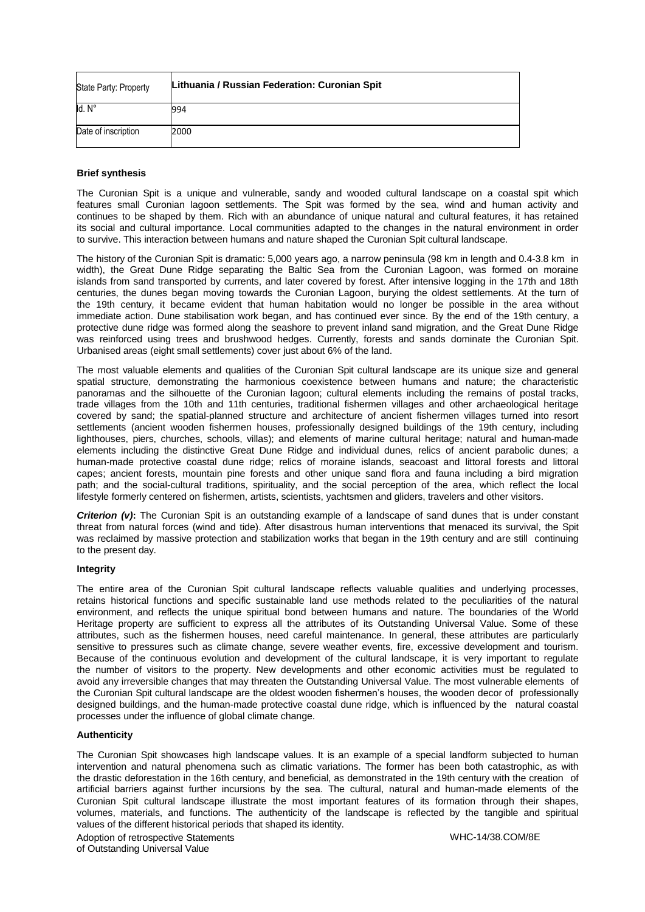| State Party: Property | Lithuania / Russian Federation: Curonian Spit |
|---|---|
| Id. N° | 994 |
| Date of inscription | 2000 |

**Brief synthesis**

The Curonian Spit is a unique and vulnerable, sandy and wooded cultural landscape on a coastal spit which features small Curonian lagoon settlements. The Spit was formed by the sea, wind and human activity and continues to be shaped by them. Rich with an abundance of unique natural and cultural features, it has retained its social and cultural importance. Local communities adapted to the changes in the natural environment in order to survive. This interaction between humans and nature shaped the Curonian Spit cultural landscape.

The history of the Curonian Spit is dramatic: 5,000 years ago, a narrow peninsula (98 km in length and 0.4-3.8 km in width), the Great Dune Ridge separating the Baltic Sea from the Curonian Lagoon, was formed on moraine islands from sand transported by currents, and later covered by forest. After intensive logging in the 17th and 18th centuries, the dunes began moving towards the Curonian Lagoon, burying the oldest settlements. At the turn of the 19th century, it became evident that human habitation would no longer be possible in the area without immediate action. Dune stabilisation work began, and has continued ever since. By the end of the 19th century, a protective dune ridge was formed along the seashore to prevent inland sand migration, and the Great Dune Ridge was reinforced using trees and brushwood hedges. Currently, forests and sands dominate the Curonian Spit. Urbanised areas (eight small settlements) cover just about 6% of the land.

The most valuable elements and qualities of the Curonian Spit cultural landscape are its unique size and general spatial structure, demonstrating the harmonious coexistence between humans and nature; the characteristic panoramas and the silhouette of the Curonian lagoon; cultural elements including the remains of postal tracks, trade villages from the 10th and 11th centuries, traditional fishermen villages and other archaeological heritage covered by sand; the spatial-planned structure and architecture of ancient fishermen villages turned into resort settlements (ancient wooden fishermen houses, professionally designed buildings of the 19th century, including lighthouses, piers, churches, schools, villas); and elements of marine cultural heritage; natural and human-made elements including the distinctive Great Dune Ridge and individual dunes, relics of ancient parabolic dunes; a human-made protective coastal dune ridge; relics of moraine islands, seacoast and littoral forests and littoral capes; ancient forests, mountain pine forests and other unique sand flora and fauna including a bird migration path; and the social-cultural traditions, spirituality, and the social perception of the area, which reflect the local lifestyle formerly centered on fishermen, artists, scientists, yachtsmen and gliders, travelers and other visitors.

***Criterion (v)*:** The Curonian Spit is an outstanding example of a landscape of sand dunes that is under constant threat from natural forces (wind and tide). After disastrous human interventions that menaced its survival, the Spit was reclaimed by massive protection and stabilization works that began in the 19th century and are still continuing to the present day.

**Integrity**

The entire area of the Curonian Spit cultural landscape reflects valuable qualities and underlying processes, retains historical functions and specific sustainable land use methods related to the peculiarities of the natural environment, and reflects the unique spiritual bond between humans and nature. The boundaries of the World Heritage property are sufficient to express all the attributes of its Outstanding Universal Value. Some of these attributes, such as the fishermen houses, need careful maintenance. In general, these attributes are particularly sensitive to pressures such as climate change, severe weather events, fire, excessive development and tourism. Because of the continuous evolution and development of the cultural landscape, it is very important to regulate the number of visitors to the property. New developments and other economic activities must be regulated to avoid any irreversible changes that may threaten the Outstanding Universal Value. The most vulnerable elements of the Curonian Spit cultural landscape are the oldest wooden fishermen's houses, the wooden decor of professionally designed buildings, and the human-made protective coastal dune ridge, which is influenced by the natural coastal processes under the influence of global climate change.

**Authenticity**

The Curonian Spit showcases high landscape values. It is an example of a special landform subjected to human intervention and natural phenomena such as climatic variations. The former has been both catastrophic, as with the drastic deforestation in the 16th century, and beneficial, as demonstrated in the 19th century with the creation of artificial barriers against further incursions by the sea. The cultural, natural and human-made elements of the Curonian Spit cultural landscape illustrate the most important features of its formation through their shapes, volumes, materials, and functions. The authenticity of the landscape is reflected by the tangible and spiritual values of the different historical periods that shaped its identity.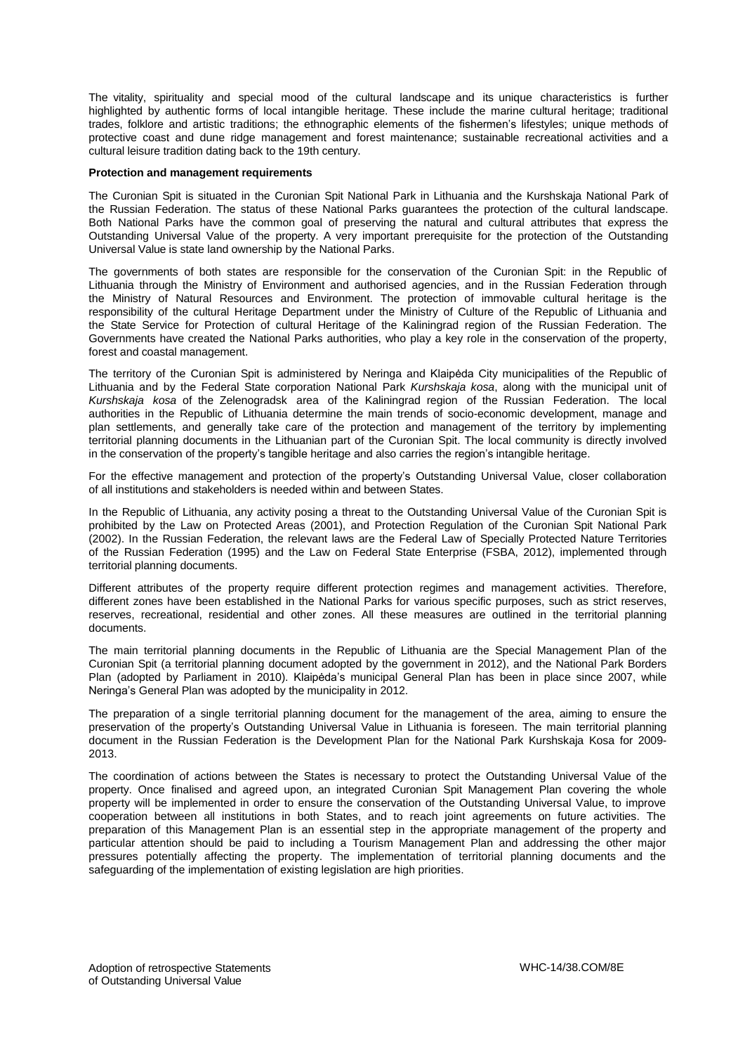The vitality, spirituality and special mood of the cultural landscape and its unique characteristics is further highlighted by authentic forms of local intangible heritage. These include the marine cultural heritage; traditional trades, folklore and artistic traditions; the ethnographic elements of the fishermen's lifestyles; unique methods of protective coast and dune ridge management and forest maintenance; sustainable recreational activities and a cultural leisure tradition dating back to the 19th century.

**Protection and management requirements**

The Curonian Spit is situated in the Curonian Spit National Park in Lithuania and the Kurshskaja National Park of the Russian Federation. The status of these National Parks guarantees the protection of the cultural landscape. Both National Parks have the common goal of preserving the natural and cultural attributes that express the Outstanding Universal Value of the property. A very important prerequisite for the protection of the Outstanding Universal Value is state land ownership by the National Parks.

The governments of both states are responsible for the conservation of the Curonian Spit: in the Republic of Lithuania through the Ministry of Environment and authorised agencies, and in the Russian Federation through the Ministry of Natural Resources and Environment. The protection of immovable cultural heritage is the responsibility of the cultural Heritage Department under the Ministry of Culture of the Republic of Lithuania and the State Service for Protection of cultural Heritage of the Kaliningrad region of the Russian Federation. The Governments have created the National Parks authorities, who play a key role in the conservation of the property, forest and coastal management.

The territory of the Curonian Spit is administered by Neringa and Klaipėda City municipalities of the Republic of Lithuania and by the Federal State corporation National Park *Kurshskaja kosa*, along with the municipal unit of *Kurshskaja kosa* of the Zelenogradsk area of the Kaliningrad region of the Russian Federation. The local authorities in the Republic of Lithuania determine the main trends of socio-economic development, manage and plan settlements, and generally take care of the protection and management of the territory by implementing territorial planning documents in the Lithuanian part of the Curonian Spit. The local community is directly involved in the conservation of the property's tangible heritage and also carries the region's intangible heritage.

For the effective management and protection of the property's Outstanding Universal Value, closer collaboration of all institutions and stakeholders is needed within and between States.

In the Republic of Lithuania, any activity posing a threat to the Outstanding Universal Value of the Curonian Spit is prohibited by the Law on Protected Areas (2001), and Protection Regulation of the Curonian Spit National Park (2002). In the Russian Federation, the relevant laws are the Federal Law of Specially Protected Nature Territories of the Russian Federation (1995) and the Law on Federal State Enterprise (FSBA, 2012), implemented through territorial planning documents.

Different attributes of the property require different protection regimes and management activities. Therefore, different zones have been established in the National Parks for various specific purposes, such as strict reserves, reserves, recreational, residential and other zones. All these measures are outlined in the territorial planning documents.

The main territorial planning documents in the Republic of Lithuania are the Special Management Plan of the Curonian Spit (a territorial planning document adopted by the government in 2012), and the National Park Borders Plan (adopted by Parliament in 2010). Klaipėda's municipal General Plan has been in place since 2007, while Neringa's General Plan was adopted by the municipality in 2012.

The preparation of a single territorial planning document for the management of the area, aiming to ensure the preservation of the property's Outstanding Universal Value in Lithuania is foreseen. The main territorial planning document in the Russian Federation is the Development Plan for the National Park Kurshskaja Kosa for 2009-2013.

The coordination of actions between the States is necessary to protect the Outstanding Universal Value of the property. Once finalised and agreed upon, an integrated Curonian Spit Management Plan covering the whole property will be implemented in order to ensure the conservation of the Outstanding Universal Value, to improve cooperation between all institutions in both States, and to reach joint agreements on future activities. The preparation of this Management Plan is an essential step in the appropriate management of the property and particular attention should be paid to including a Tourism Management Plan and addressing the other major pressures potentially affecting the property. The implementation of territorial planning documents and the safeguarding of the implementation of existing legislation are high priorities.